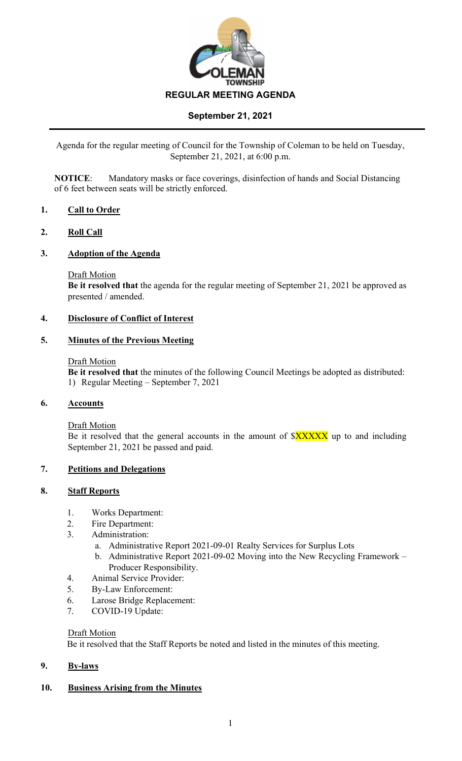COLEMAN TOWNSHIP

# REGULAR MEETING AGENDA

## September 21, 2021

Agenda for the regular meeting of Council for the Township of Coleman to be held on Tuesday, September 21, 2021, at 6:00 p.m.

**NOTICE**: Mandatory masks or face coverings, disinfection of hands and Social Distancing of 6 feet between seats will be strictly enforced.

### 1. Call to Order

### 2. Roll Call

### 3. Adoption of the Agenda

Draft Motion

**Be it resolved that** the agenda for the regular meeting of September 21, 2021 be approved as presented / amended.

### 4. Disclosure of Conflict of Interest

### 5. Minutes of the Previous Meeting

Draft Motion

**Be it resolved that** the minutes of the following Council Meetings be adopted as distributed:

1) Regular Meeting – September 7, 2021

### 6. Accounts

Draft Motion

Be it resolved that the general accounts in the amount of $XXXXX up to and including September 21, 2021 be passed and paid.

### 7. Petitions and Delegations

### 8. Staff Reports

1. Works Department:
2. Fire Department:
3. Administration:
   a. Administrative Report 2021-09-01 Realty Services for Surplus Lots
   b. Administrative Report 2021-09-02 Moving into the New Recycling Framework – Producer Responsibility.
4. Animal Service Provider:
5. By-Law Enforcement:
6. Larose Bridge Replacement:
7. COVID-19 Update:

Draft Motion

Be it resolved that the Staff Reports be noted and listed in the minutes of this meeting.

### 9. By-laws

### 10. Business Arising from the Minutes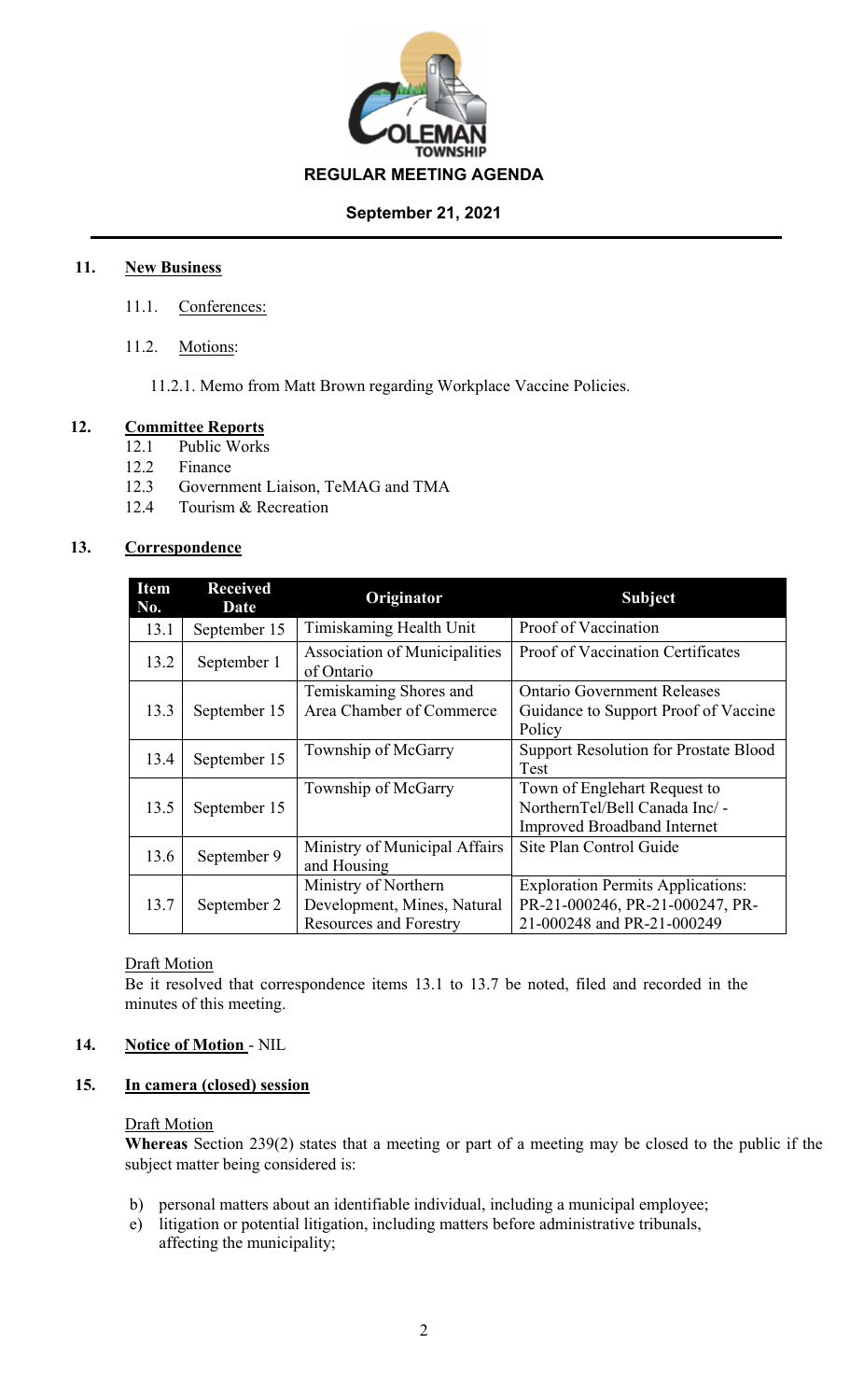**REGULAR MEETING AGENDA**

**September 21, 2021**

## 11. New Business

11.1. Conferences:

11.2. Motions:

11.2.1. Memo from Matt Brown regarding Workplace Vaccine Policies.

## 12. Committee Reports

12.1 Public Works
12.2 Finance
12.3 Government Liaison, TeMAG and TMA
12.4 Tourism & Recreation

## 13. Correspondence

| Item No. | Received Date | Originator | Subject |
|---|---|---|---|
| 13.1 | September 15 | Timiskaming Health Unit | Proof of Vaccination |
| 13.2 | September 1 | Association of Municipalities of Ontario | Proof of Vaccination Certificates |
| 13.3 | September 15 | Temiskaming Shores and Area Chamber of Commerce | Ontario Government Releases Guidance to Support Proof of Vaccine Policy |
| 13.4 | September 15 | Township of McGarry | Support Resolution for Prostate Blood Test |
| 13.5 | September 15 | Township of McGarry | Town of Englehart Request to NorthernTel/Bell Canada Inc/ - Improved Broadband Internet |
| 13.6 | September 9 | Ministry of Municipal Affairs and Housing | Site Plan Control Guide |
| 13.7 | September 2 | Ministry of Northern Development, Mines, Natural Resources and Forestry | Exploration Permits Applications: PR-21-000246, PR-21-000247, PR-21-000248 and PR-21-000249 |

Draft Motion

Be it resolved that correspondence items 13.1 to 13.7 be noted, filed and recorded in the minutes of this meeting.

## 14. Notice of Motion - NIL

## 15. In camera (closed) session

Draft Motion

**Whereas** Section 239(2) states that a meeting or part of a meeting may be closed to the public if the subject matter being considered is:

b) personal matters about an identifiable individual, including a municipal employee;
e) litigation or potential litigation, including matters before administrative tribunals, affecting the municipality;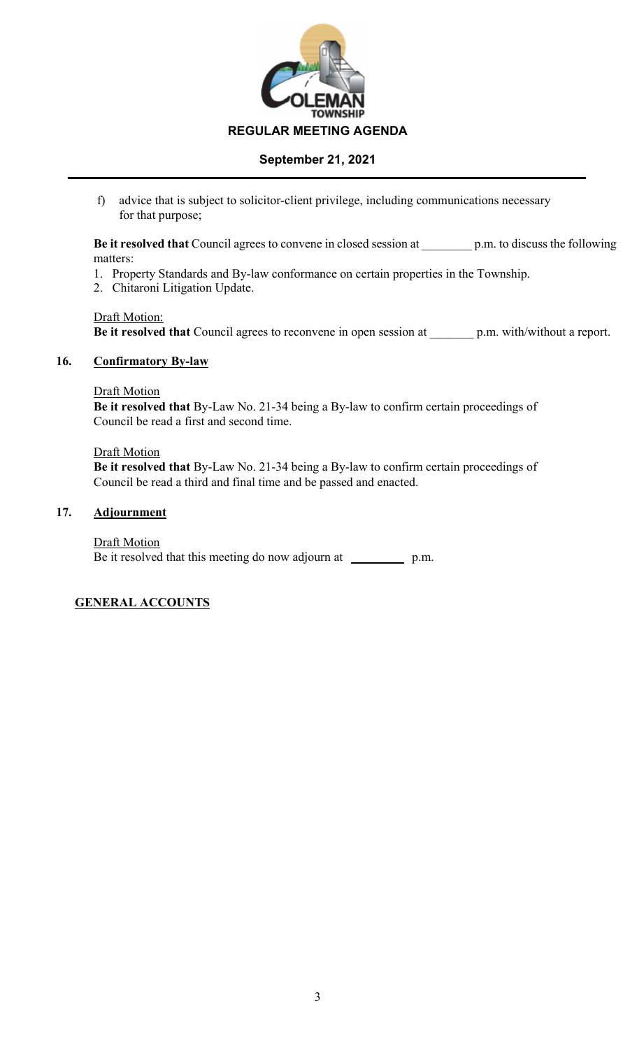f) advice that is subject to solicitor-client privilege, including communications necessary for that purpose;

**Be it resolved that** Council agrees to convene in closed session at ________ p.m. to discuss the following matters:

1. Property Standards and By-law conformance on certain properties in the Township.
2. Chitaroni Litigation Update.

Draft Motion:
**Be it resolved that** Council agrees to reconvene in open session at _______ p.m. with/without a report.

## 16. Confirmatory By-law

Draft Motion
**Be it resolved that** By-Law No. 21-34 being a By-law to confirm certain proceedings of Council be read a first and second time.

Draft Motion
**Be it resolved that** By-Law No. 21-34 being a By-law to confirm certain proceedings of Council be read a third and final time and be passed and enacted.

## 17. Adjournment

Draft Motion
Be it resolved that this meeting do now adjourn at _________ p.m.

**GENERAL ACCOUNTS**